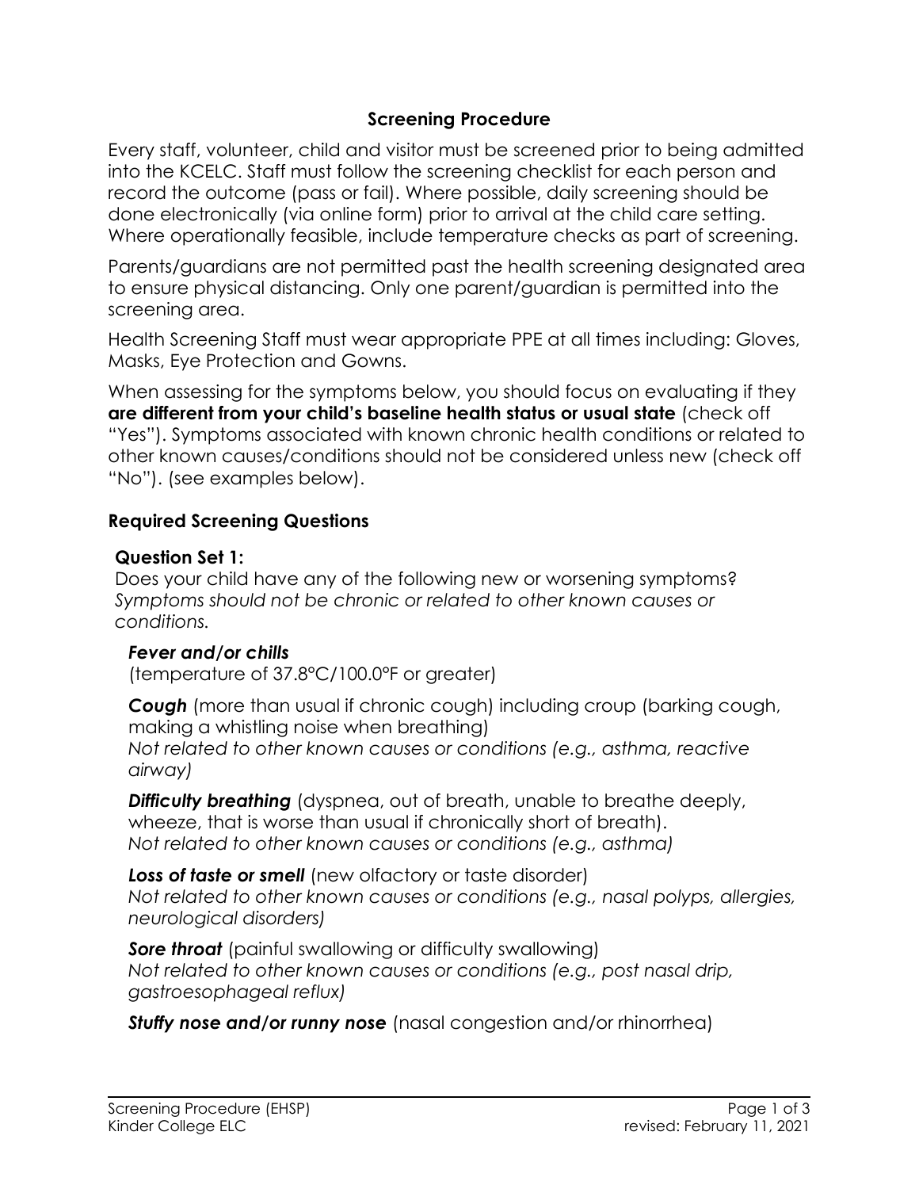## Screening Procedure

Every staff, volunteer, child and visitor must be screened prior to being admitted into the KCELC. Staff must follow the screening checklist for each person and record the outcome (pass or fail). Where possible, daily screening should be done electronically (via online form) prior to arrival at the child care setting. Where operationally feasible, include temperature checks as part of screening.

Parents/guardians are not permitted past the health screening designated area to ensure physical distancing. Only one parent/guardian is permitted into the screening area.

Health Screening Staff must wear appropriate PPE at all times including: Gloves, Masks, Eye Protection and Gowns.

When assessing for the symptoms below, you should focus on evaluating if they **are different from your child's baseline health status or usual state** (check off "Yes"). Symptoms associated with known chronic health conditions or related to other known causes/conditions should not be considered unless new (check off "No"). (see examples below).

### Required Screening Questions

**Question Set 1:**

Does your child have any of the following new or worsening symptoms? *Symptoms should not be chronic or related to other known causes or conditions.*

***Fever and/or chills***
(temperature of 37.8°C/100.0°F or greater)

***Cough*** (more than usual if chronic cough) including croup (barking cough, making a whistling noise when breathing)
*Not related to other known causes or conditions (e.g., asthma, reactive airway)*

***Difficulty breathing*** (dyspnea, out of breath, unable to breathe deeply, wheeze, that is worse than usual if chronically short of breath).
*Not related to other known causes or conditions (e.g., asthma)*

***Loss of taste or smell*** (new olfactory or taste disorder)
*Not related to other known causes or conditions (e.g., nasal polyps, allergies, neurological disorders)*

***Sore throat*** (painful swallowing or difficulty swallowing)
*Not related to other known causes or conditions (e.g., post nasal drip, gastroesophageal reflux)*

***Stuffy nose and/or runny nose*** (nasal congestion and/or rhinorrhea)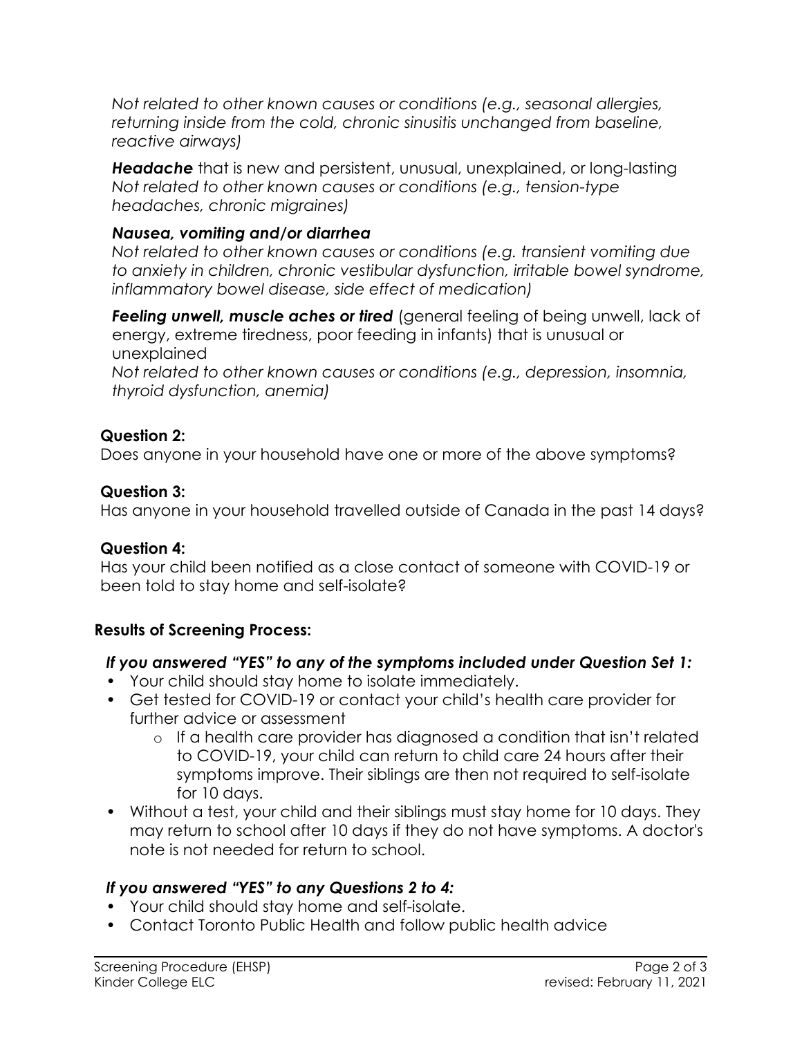*Not related to other known causes or conditions (e.g., seasonal allergies, returning inside from the cold, chronic sinusitis unchanged from baseline, reactive airways)*

***Headache*** that is new and persistent, unusual, unexplained, or long-lasting
*Not related to other known causes or conditions (e.g., tension-type headaches, chronic migraines)*

***Nausea, vomiting and/or diarrhea***
*Not related to other known causes or conditions (e.g. transient vomiting due to anxiety in children, chronic vestibular dysfunction, irritable bowel syndrome, inflammatory bowel disease, side effect of medication)*

***Feeling unwell, muscle aches or tired*** (general feeling of being unwell, lack of energy, extreme tiredness, poor feeding in infants) that is unusual or unexplained
*Not related to other known causes or conditions (e.g., depression, insomnia, thyroid dysfunction, anemia)*

**Question 2:**
Does anyone in your household have one or more of the above symptoms?

**Question 3:**
Has anyone in your household travelled outside of Canada in the past 14 days?

**Question 4:**
Has your child been notified as a close contact of someone with COVID-19 or been told to stay home and self-isolate?

**Results of Screening Process:**

***If you answered "YES" to any of the symptoms included under Question Set 1:***

- Your child should stay home to isolate immediately.
- Get tested for COVID-19 or contact your child's health care provider for further advice or assessment
  - If a health care provider has diagnosed a condition that isn't related to COVID-19, your child can return to child care 24 hours after their symptoms improve. Their siblings are then not required to self-isolate for 10 days.
- Without a test, your child and their siblings must stay home for 10 days. They may return to school after 10 days if they do not have symptoms. A doctor's note is not needed for return to school.

***If you answered "YES" to any Questions 2 to 4:***

- Your child should stay home and self-isolate.
- Contact Toronto Public Health and follow public health advice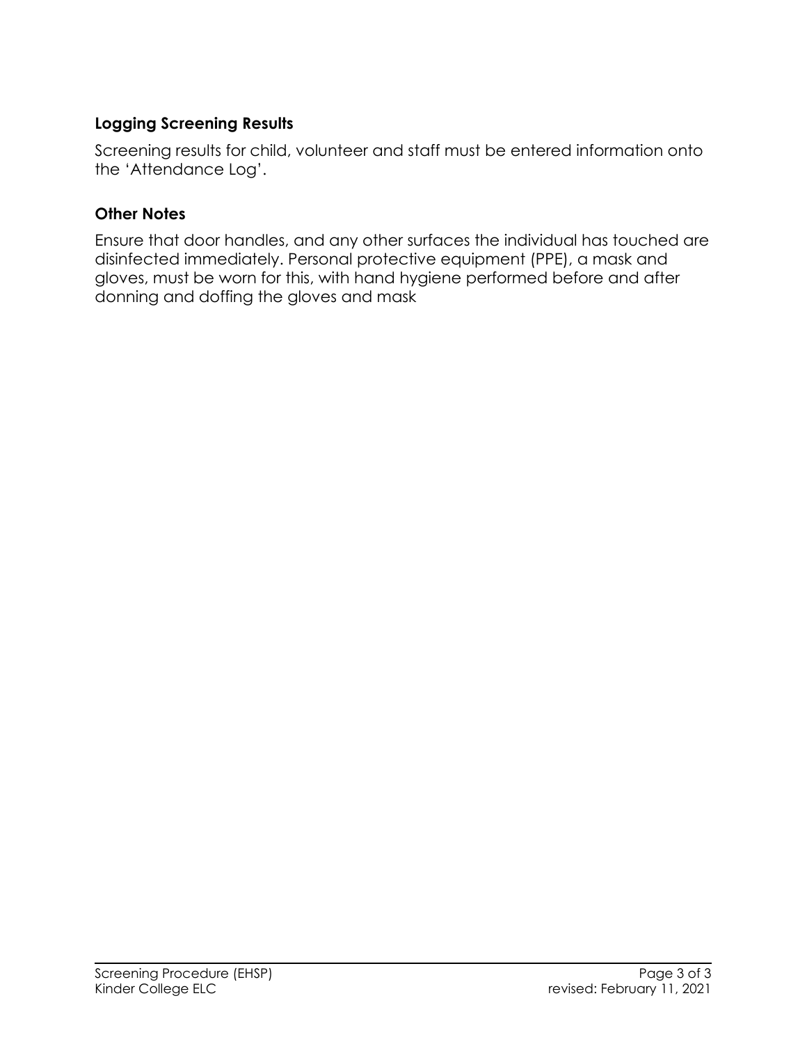### Logging Screening Results

Screening results for child, volunteer and staff must be entered information onto the 'Attendance Log'.

### Other Notes

Ensure that door handles, and any other surfaces the individual has touched are disinfected immediately. Personal protective equipment (PPE), a mask and gloves, must be worn for this, with hand hygiene performed before and after donning and doffing the gloves and mask